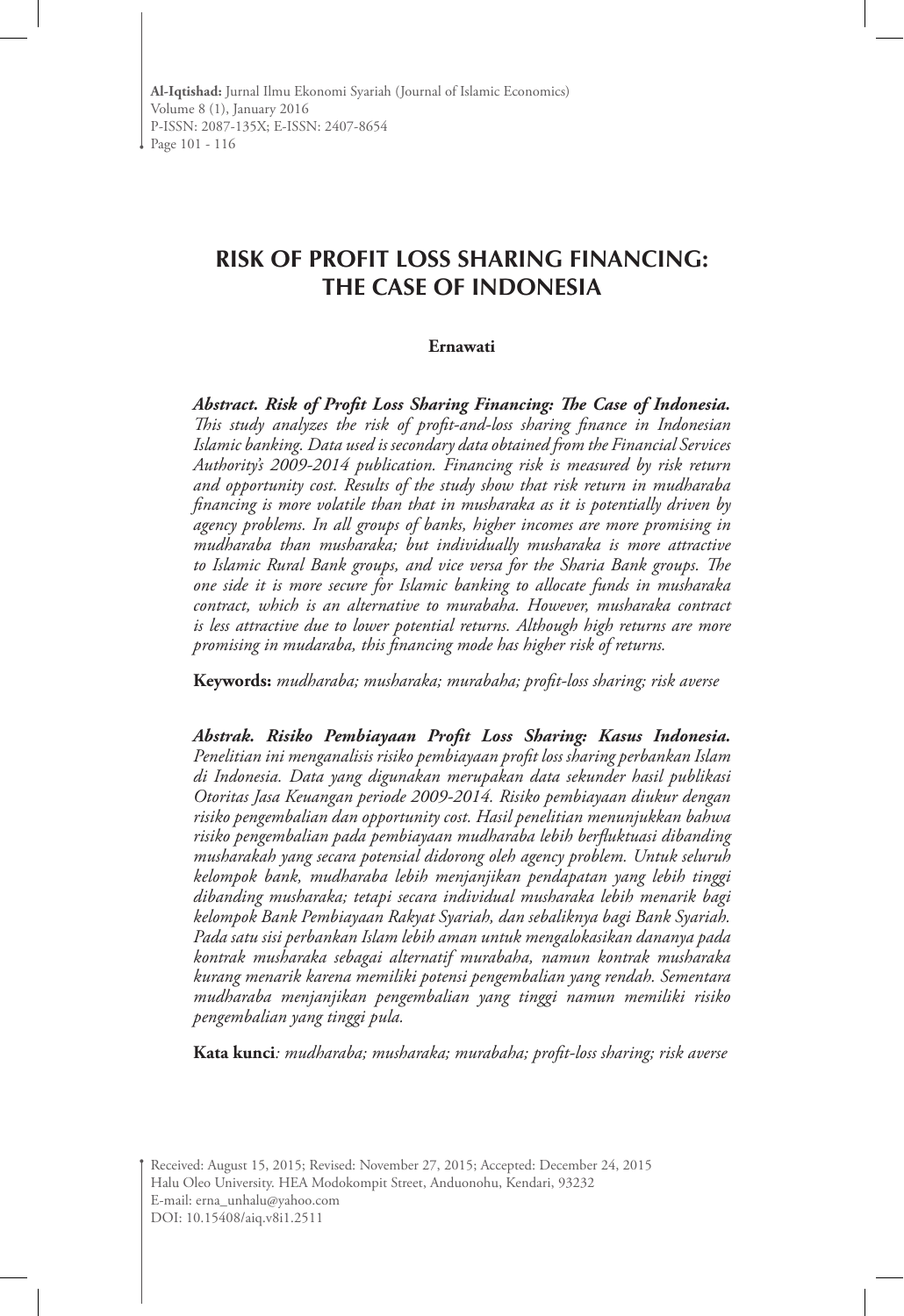**Al-Iqtishad:** Jurnal Ilmu Ekonomi Syariah (Journal of Islamic Economics)
Volume 8 (1), January 2016
P-ISSN: 2087-135X; E-ISSN: 2407-8654
Page 101 - 116

# RISK OF PROFIT LOSS SHARING FINANCING: THE CASE OF INDONESIA

**Ernawati**

***Abstract. Risk of Profit Loss Sharing Financing: The Case of Indonesia.*** *This study analyzes the risk of profit-and-loss sharing finance in Indonesian Islamic banking. Data used is secondary data obtained from the Financial Services Authority's 2009-2014 publication. Financing risk is measured by risk return and opportunity cost. Results of the study show that risk return in mudharaba financing is more volatile than that in musharaka as it is potentially driven by agency problems. In all groups of banks, higher incomes are more promising in mudharaba than musharaka; but individually musharaka is more attractive to Islamic Rural Bank groups, and vice versa for the Sharia Bank groups. The one side it is more secure for Islamic banking to allocate funds in musharaka contract, which is an alternative to murabaha. However, musharaka contract is less attractive due to lower potential returns. Although high returns are more promising in mudaraba, this financing mode has higher risk of returns.*

**Keywords:** *mudharaba; musharaka; murabaha; profit-loss sharing; risk averse*

***Abstrak. Risiko Pembiayaan Profit Loss Sharing: Kasus Indonesia.*** *Penelitian ini menganalisis risiko pembiayaan profit loss sharing perbankan Islam di Indonesia. Data yang digunakan merupakan data sekunder hasil publikasi Otoritas Jasa Keuangan periode 2009-2014. Risiko pembiayaan diukur dengan risiko pengembalian dan opportunity cost. Hasil penelitian menunjukkan bahwa risiko pengembalian pada pembiayaan mudharaba lebih berfluktuasi dibanding musharakah yang secara potensial didorong oleh agency problem. Untuk seluruh kelompok bank, mudharaba lebih menjanjikan pendapatan yang lebih tinggi dibanding musharaka; tetapi secara individual musharaka lebih menarik bagi kelompok Bank Pembiayaan Rakyat Syariah, dan sebaliknya bagi Bank Syariah. Pada satu sisi perbankan Islam lebih aman untuk mengalokasikan dananya pada kontrak musharaka sebagai alternatif murabaha, namun kontrak musharaka kurang menarik karena memiliki potensi pengembalian yang rendah. Sementara mudharaba menjanjikan pengembalian yang tinggi namun memiliki risiko pengembalian yang tinggi pula.*

**Kata kunci***: mudharaba; musharaka; murabaha; profit-loss sharing; risk averse*

Received: August 15, 2015; Revised: November 27, 2015; Accepted: December 24, 2015
Halu Oleo University. HEA Modokompit Street, Anduonohu, Kendari, 93232
E-mail: erna_unhalu@yahoo.com
DOI: 10.15408/aiq.v8i1.2511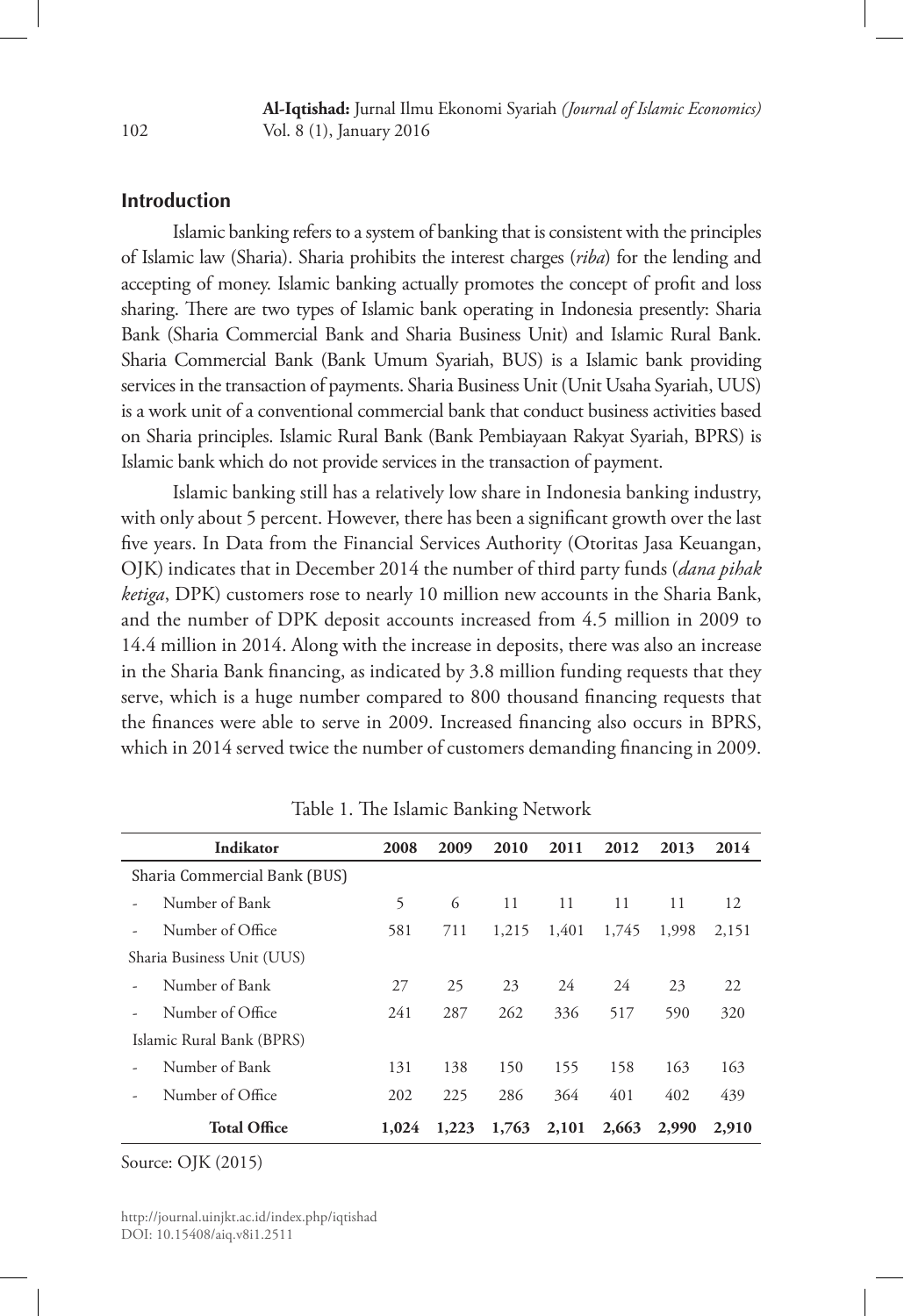## Introduction

Islamic banking refers to a system of banking that is consistent with the principles of Islamic law (Sharia). Sharia prohibits the interest charges (*riba*) for the lending and accepting of money. Islamic banking actually promotes the concept of profit and loss sharing. There are two types of Islamic bank operating in Indonesia presently: Sharia Bank (Sharia Commercial Bank and Sharia Business Unit) and Islamic Rural Bank. Sharia Commercial Bank (Bank Umum Syariah, BUS) is a Islamic bank providing services in the transaction of payments. Sharia Business Unit (Unit Usaha Syariah, UUS) is a work unit of a conventional commercial bank that conduct business activities based on Sharia principles. Islamic Rural Bank (Bank Pembiayaan Rakyat Syariah, BPRS) is Islamic bank which do not provide services in the transaction of payment.

Islamic banking still has a relatively low share in Indonesia banking industry, with only about 5 percent. However, there has been a significant growth over the last five years. In Data from the Financial Services Authority (Otoritas Jasa Keuangan, OJK) indicates that in December 2014 the number of third party funds (*dana pihak ketiga*, DPK) customers rose to nearly 10 million new accounts in the Sharia Bank, and the number of DPK deposit accounts increased from 4.5 million in 2009 to 14.4 million in 2014. Along with the increase in deposits, there was also an increase in the Sharia Bank financing, as indicated by 3.8 million funding requests that they serve, which is a huge number compared to 800 thousand financing requests that the finances were able to serve in 2009. Increased financing also occurs in BPRS, which in 2014 served twice the number of customers demanding financing in 2009.

Table 1. The Islamic Banking Network

| Indikator | 2008 | 2009 | 2010 | 2011 | 2012 | 2013 | 2014 |
|---|---|---|---|---|---|---|---|
| Sharia Commercial Bank (BUS) | | | | | | | |
| - Number of Bank | 5 | 6 | 11 | 11 | 11 | 11 | 12 |
| - Number of Office | 581 | 711 | 1,215 | 1,401 | 1,745 | 1,998 | 2,151 |
| Sharia Business Unit (UUS) | | | | | | | |
| - Number of Bank | 27 | 25 | 23 | 24 | 24 | 23 | 22 |
| - Number of Office | 241 | 287 | 262 | 336 | 517 | 590 | 320 |
| Islamic Rural Bank (BPRS) | | | | | | | |
| - Number of Bank | 131 | 138 | 150 | 155 | 158 | 163 | 163 |
| - Number of Office | 202 | 225 | 286 | 364 | 401 | 402 | 439 |
| **Total Office** | **1,024** | **1,223** | **1,763** | **2,101** | **2,663** | **2,990** | **2,910** |

Source: OJK (2015)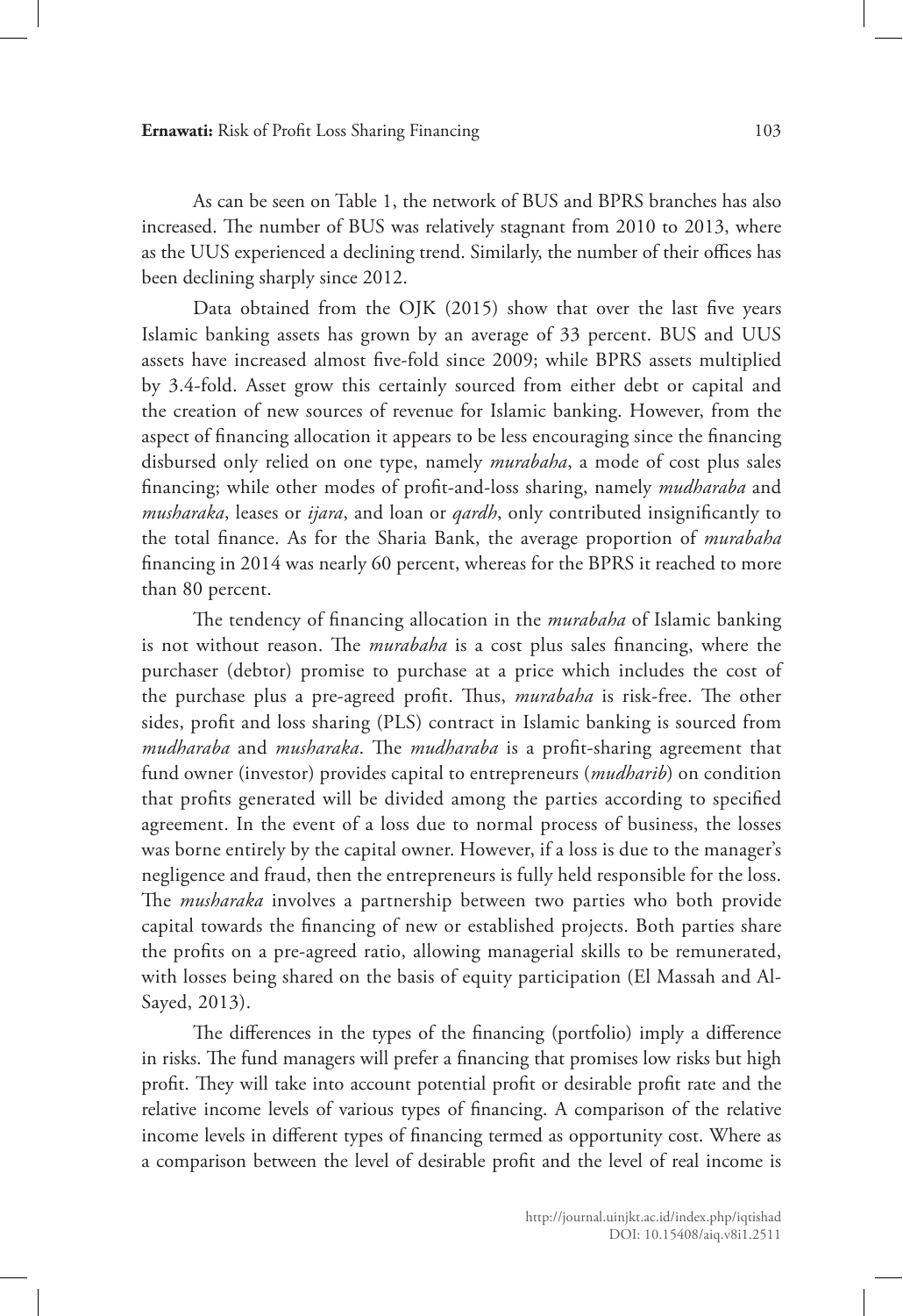As can be seen on Table 1, the network of BUS and BPRS branches has also increased. The number of BUS was relatively stagnant from 2010 to 2013, where as the UUS experienced a declining trend. Similarly, the number of their offices has been declining sharply since 2012.

Data obtained from the OJK (2015) show that over the last five years Islamic banking assets has grown by an average of 33 percent. BUS and UUS assets have increased almost five-fold since 2009; while BPRS assets multiplied by 3.4-fold. Asset grow this certainly sourced from either debt or capital and the creation of new sources of revenue for Islamic banking. However, from the aspect of financing allocation it appears to be less encouraging since the financing disbursed only relied on one type, namely *murabaha*, a mode of cost plus sales financing; while other modes of profit-and-loss sharing, namely *mudharaba* and *musharaka*, leases or *ijara*, and loan or *qardh*, only contributed insignificantly to the total finance. As for the Sharia Bank, the average proportion of *murabaha* financing in 2014 was nearly 60 percent, whereas for the BPRS it reached to more than 80 percent.

The tendency of financing allocation in the *murabaha* of Islamic banking is not without reason. The *murabaha* is a cost plus sales financing, where the purchaser (debtor) promise to purchase at a price which includes the cost of the purchase plus a pre-agreed profit. Thus, *murabaha* is risk-free. The other sides, profit and loss sharing (PLS) contract in Islamic banking is sourced from *mudharaba* and *musharaka*. The *mudharaba* is a profit-sharing agreement that fund owner (investor) provides capital to entrepreneurs (*mudharib*) on condition that profits generated will be divided among the parties according to specified agreement. In the event of a loss due to normal process of business, the losses was borne entirely by the capital owner. However, if a loss is due to the manager's negligence and fraud, then the entrepreneurs is fully held responsible for the loss. The *musharaka* involves a partnership between two parties who both provide capital towards the financing of new or established projects. Both parties share the profits on a pre-agreed ratio, allowing managerial skills to be remunerated, with losses being shared on the basis of equity participation (El Massah and Al-Sayed, 2013).

The differences in the types of the financing (portfolio) imply a difference in risks. The fund managers will prefer a financing that promises low risks but high profit. They will take into account potential profit or desirable profit rate and the relative income levels of various types of financing. A comparison of the relative income levels in different types of financing termed as opportunity cost. Where as a comparison between the level of desirable profit and the level of real income is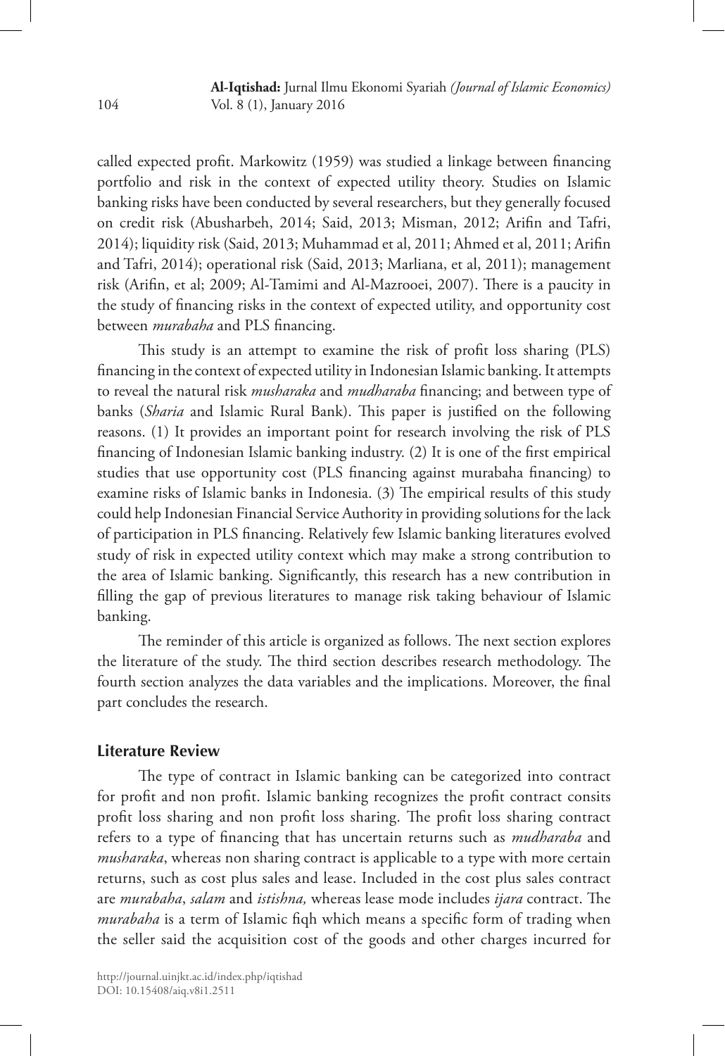called expected profit. Markowitz (1959) was studied a linkage between financing portfolio and risk in the context of expected utility theory. Studies on Islamic banking risks have been conducted by several researchers, but they generally focused on credit risk (Abusharbeh, 2014; Said, 2013; Misman, 2012; Arifin and Tafri, 2014); liquidity risk (Said, 2013; Muhammad et al, 2011; Ahmed et al, 2011; Arifin and Tafri, 2014); operational risk (Said, 2013; Marliana, et al, 2011); management risk (Arifin, et al; 2009; Al-Tamimi and Al-Mazrooei, 2007). There is a paucity in the study of financing risks in the context of expected utility, and opportunity cost between *murabaha* and PLS financing.

This study is an attempt to examine the risk of profit loss sharing (PLS) financing in the context of expected utility in Indonesian Islamic banking. It attempts to reveal the natural risk *musharaka* and *mudharaba* financing; and between type of banks (*Sharia* and Islamic Rural Bank). This paper is justified on the following reasons. (1) It provides an important point for research involving the risk of PLS financing of Indonesian Islamic banking industry. (2) It is one of the first empirical studies that use opportunity cost (PLS financing against murabaha financing) to examine risks of Islamic banks in Indonesia. (3) The empirical results of this study could help Indonesian Financial Service Authority in providing solutions for the lack of participation in PLS financing. Relatively few Islamic banking literatures evolved study of risk in expected utility context which may make a strong contribution to the area of Islamic banking. Significantly, this research has a new contribution in filling the gap of previous literatures to manage risk taking behaviour of Islamic banking.

The reminder of this article is organized as follows. The next section explores the literature of the study. The third section describes research methodology. The fourth section analyzes the data variables and the implications. Moreover, the final part concludes the research.

## Literature Review

The type of contract in Islamic banking can be categorized into contract for profit and non profit. Islamic banking recognizes the profit contract consits profit loss sharing and non profit loss sharing. The profit loss sharing contract refers to a type of financing that has uncertain returns such as *mudharaba* and *musharaka*, whereas non sharing contract is applicable to a type with more certain returns, such as cost plus sales and lease. Included in the cost plus sales contract are *murabaha*, *salam* and *istishna,* whereas lease mode includes *ijara* contract. The *murabaha* is a term of Islamic fiqh which means a specific form of trading when the seller said the acquisition cost of the goods and other charges incurred for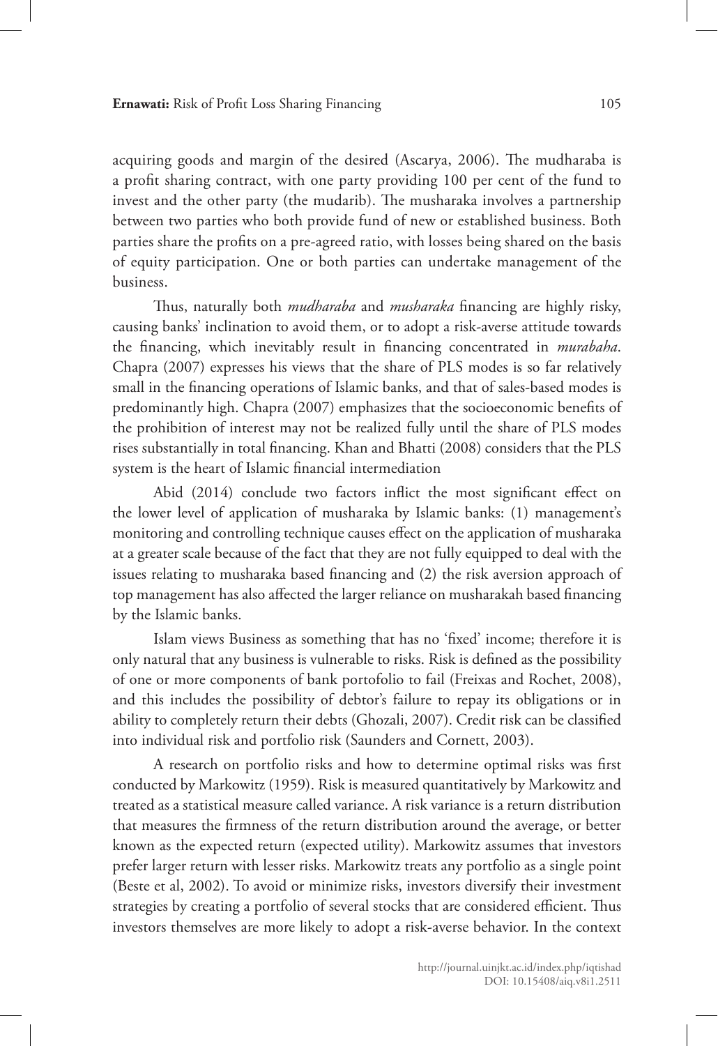acquiring goods and margin of the desired (Ascarya, 2006). The mudharaba is a profit sharing contract, with one party providing 100 per cent of the fund to invest and the other party (the mudarib). The musharaka involves a partnership between two parties who both provide fund of new or established business. Both parties share the profits on a pre-agreed ratio, with losses being shared on the basis of equity participation. One or both parties can undertake management of the business.

Thus, naturally both *mudharaba* and *musharaka* financing are highly risky, causing banks' inclination to avoid them, or to adopt a risk-averse attitude towards the financing, which inevitably result in financing concentrated in *murabaha*. Chapra (2007) expresses his views that the share of PLS modes is so far relatively small in the financing operations of Islamic banks, and that of sales-based modes is predominantly high. Chapra (2007) emphasizes that the socioeconomic benefits of the prohibition of interest may not be realized fully until the share of PLS modes rises substantially in total financing. Khan and Bhatti (2008) considers that the PLS system is the heart of Islamic financial intermediation

Abid (2014) conclude two factors inflict the most significant effect on the lower level of application of musharaka by Islamic banks: (1) management's monitoring and controlling technique causes effect on the application of musharaka at a greater scale because of the fact that they are not fully equipped to deal with the issues relating to musharaka based financing and (2) the risk aversion approach of top management has also affected the larger reliance on musharakah based financing by the Islamic banks.

Islam views Business as something that has no 'fixed' income; therefore it is only natural that any business is vulnerable to risks. Risk is defined as the possibility of one or more components of bank portofolio to fail (Freixas and Rochet, 2008), and this includes the possibility of debtor's failure to repay its obligations or in ability to completely return their debts (Ghozali, 2007). Credit risk can be classified into individual risk and portfolio risk (Saunders and Cornett, 2003).

A research on portfolio risks and how to determine optimal risks was first conducted by Markowitz (1959). Risk is measured quantitatively by Markowitz and treated as a statistical measure called variance. A risk variance is a return distribution that measures the firmness of the return distribution around the average, or better known as the expected return (expected utility). Markowitz assumes that investors prefer larger return with lesser risks. Markowitz treats any portfolio as a single point (Beste et al, 2002). To avoid or minimize risks, investors diversify their investment strategies by creating a portfolio of several stocks that are considered efficient. Thus investors themselves are more likely to adopt a risk-averse behavior. In the context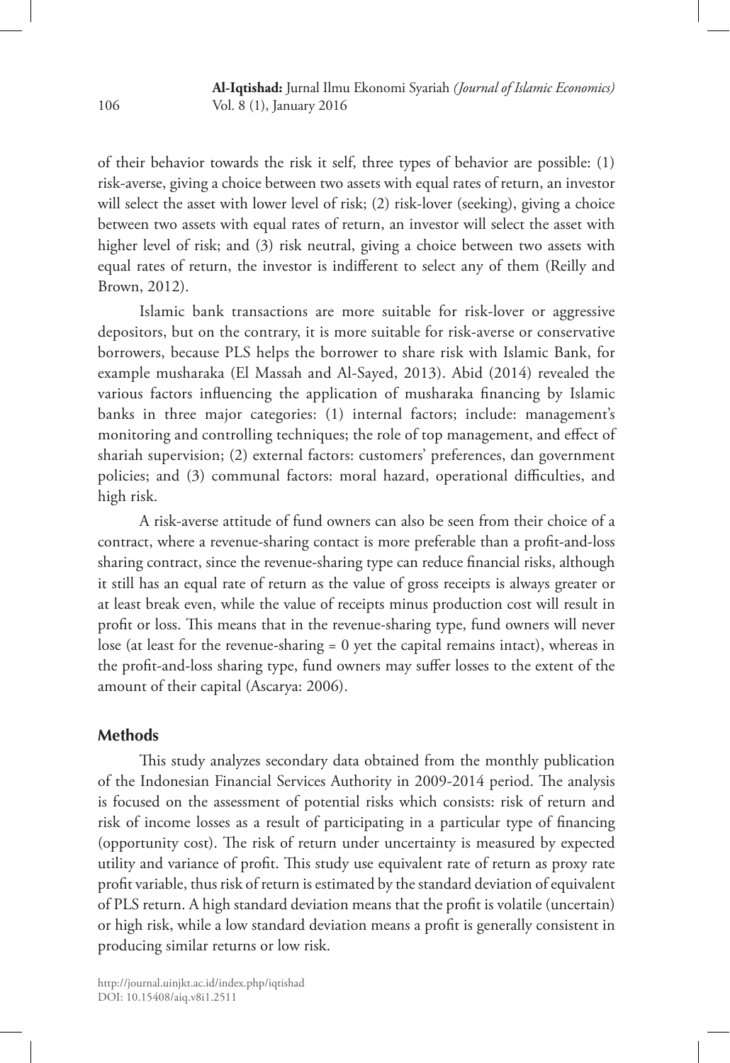of their behavior towards the risk it self, three types of behavior are possible: (1) risk-averse, giving a choice between two assets with equal rates of return, an investor will select the asset with lower level of risk; (2) risk-lover (seeking), giving a choice between two assets with equal rates of return, an investor will select the asset with higher level of risk; and (3) risk neutral, giving a choice between two assets with equal rates of return, the investor is indifferent to select any of them (Reilly and Brown, 2012).

Islamic bank transactions are more suitable for risk-lover or aggressive depositors, but on the contrary, it is more suitable for risk-averse or conservative borrowers, because PLS helps the borrower to share risk with Islamic Bank, for example musharaka (El Massah and Al-Sayed, 2013). Abid (2014) revealed the various factors influencing the application of musharaka financing by Islamic banks in three major categories: (1) internal factors; include: management's monitoring and controlling techniques; the role of top management, and effect of shariah supervision; (2) external factors: customers' preferences, dan government policies; and (3) communal factors: moral hazard, operational difficulties, and high risk.

A risk-averse attitude of fund owners can also be seen from their choice of a contract, where a revenue-sharing contact is more preferable than a profit-and-loss sharing contract, since the revenue-sharing type can reduce financial risks, although it still has an equal rate of return as the value of gross receipts is always greater or at least break even, while the value of receipts minus production cost will result in profit or loss. This means that in the revenue-sharing type, fund owners will never lose (at least for the revenue-sharing = 0 yet the capital remains intact), whereas in the profit-and-loss sharing type, fund owners may suffer losses to the extent of the amount of their capital (Ascarya: 2006).

## Methods

This study analyzes secondary data obtained from the monthly publication of the Indonesian Financial Services Authority in 2009-2014 period. The analysis is focused on the assessment of potential risks which consists: risk of return and risk of income losses as a result of participating in a particular type of financing (opportunity cost). The risk of return under uncertainty is measured by expected utility and variance of profit. This study use equivalent rate of return as proxy rate profit variable, thus risk of return is estimated by the standard deviation of equivalent of PLS return. A high standard deviation means that the profit is volatile (uncertain) or high risk, while a low standard deviation means a profit is generally consistent in producing similar returns or low risk.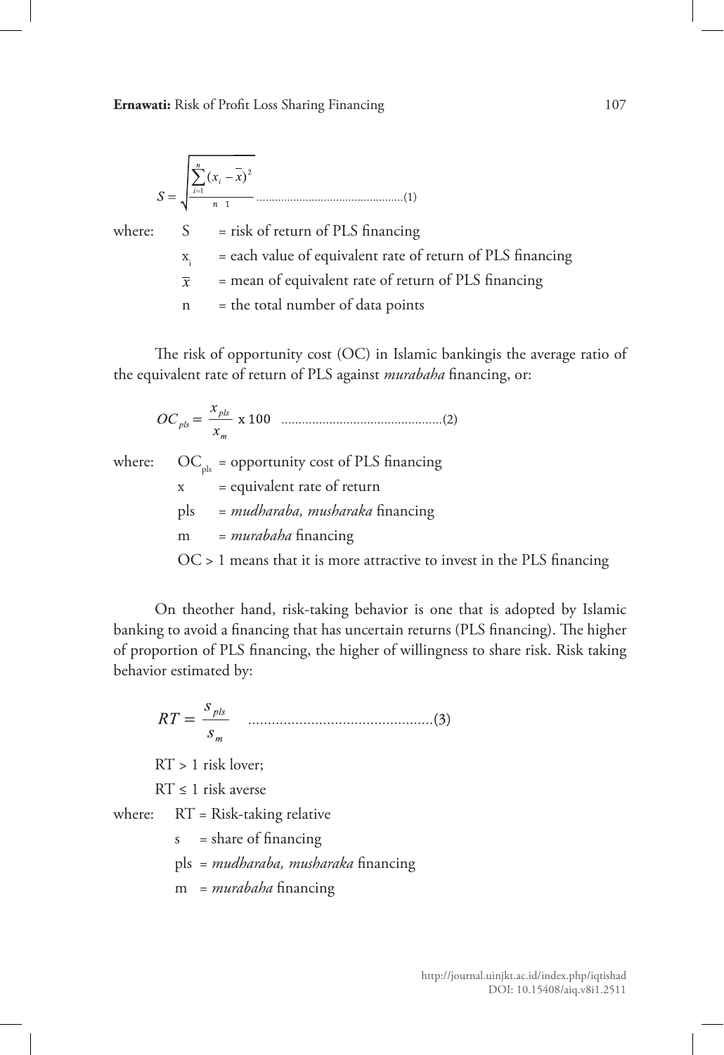$$S = \sqrt{\frac{\sum_{i=1}^{n}(x_i - \bar{x})^2}{n \quad 1}} \text{..............................................(1)}$$

where:
- S = risk of return of PLS financing
- $x_i$ = each value of equivalent rate of return of PLS financing
- $\bar{x}$ = mean of equivalent rate of return of PLS financing
- n = the total number of data points

The risk of opportunity cost (OC) in Islamic bankingis the average ratio of the equivalent rate of return of PLS against *murabaha* financing, or:

$$OC_{pls} = \frac{x_{pls}}{x_m} \times 100 \text{ ..............................................(2)}$$

where:
- $OC_{pls}$ = opportunity cost of PLS financing
- x = equivalent rate of return
- pls = *mudharaba, musharaka* financing
- m = *murabaha* financing
- OC > 1 means that it is more attractive to invest in the PLS financing

On theother hand, risk-taking behavior is one that is adopted by Islamic banking to avoid a financing that has uncertain returns (PLS financing). The higher of proportion of PLS financing, the higher of willingness to share risk. Risk taking behavior estimated by:

$$RT = \frac{s_{pls}}{s_m} \text{ ..............................................(3)}$$

RT > 1 risk lover;

RT ≤ 1 risk averse

where:
- RT = Risk-taking relative
- s = share of financing
- pls = *mudharaba, musharaka* financing
- m = *murabaha* financing

http://journal.uinjkt.ac.id/index.php/iqtishad
DOI: 10.15408/aiq.v8i1.2511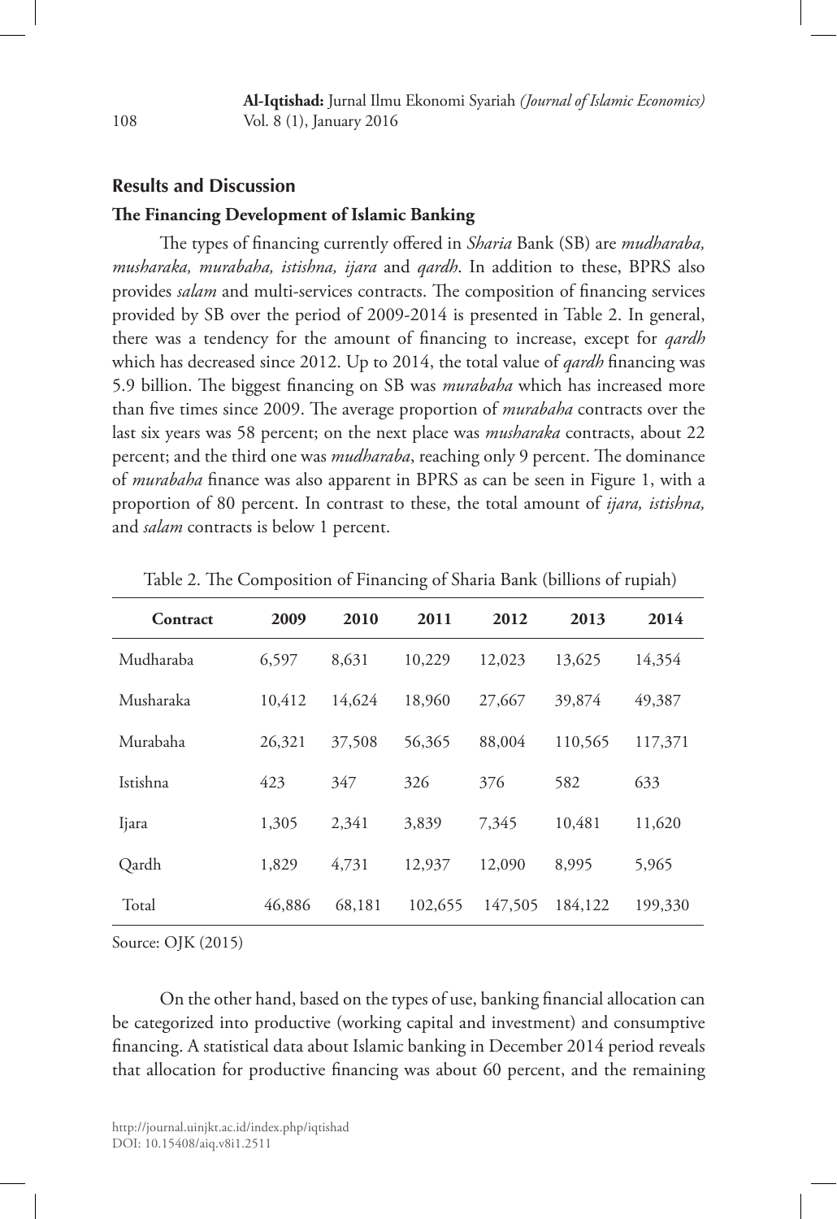## Results and Discussion

### The Financing Development of Islamic Banking

The types of financing currently offered in *Sharia* Bank (SB) are *mudharaba, musharaka, murabaha, istishna, ijara* and *qardh*. In addition to these, BPRS also provides *salam* and multi-services contracts. The composition of financing services provided by SB over the period of 2009-2014 is presented in Table 2. In general, there was a tendency for the amount of financing to increase, except for *qardh* which has decreased since 2012. Up to 2014, the total value of *qardh* financing was 5.9 billion. The biggest financing on SB was *murabaha* which has increased more than five times since 2009. The average proportion of *murabaha* contracts over the last six years was 58 percent; on the next place was *musharaka* contracts, about 22 percent; and the third one was *mudharaba*, reaching only 9 percent. The dominance of *murabaha* finance was also apparent in BPRS as can be seen in Figure 1, with a proportion of 80 percent. In contrast to these, the total amount of *ijara, istishna,* and *salam* contracts is below 1 percent.

Table 2. The Composition of Financing of Sharia Bank (billions of rupiah)

| Contract | 2009 | 2010 | 2011 | 2012 | 2013 | 2014 |
|---|---|---|---|---|---|---|
| Mudharaba | 6,597 | 8,631 | 10,229 | 12,023 | 13,625 | 14,354 |
| Musharaka | 10,412 | 14,624 | 18,960 | 27,667 | 39,874 | 49,387 |
| Murabaha | 26,321 | 37,508 | 56,365 | 88,004 | 110,565 | 117,371 |
| Istishna | 423 | 347 | 326 | 376 | 582 | 633 |
| Ijara | 1,305 | 2,341 | 3,839 | 7,345 | 10,481 | 11,620 |
| Qardh | 1,829 | 4,731 | 12,937 | 12,090 | 8,995 | 5,965 |
| Total | 46,886 | 68,181 | 102,655 | 147,505 | 184,122 | 199,330 |

Source: OJK (2015)

On the other hand, based on the types of use, banking financial allocation can be categorized into productive (working capital and investment) and consumptive financing. A statistical data about Islamic banking in December 2014 period reveals that allocation for productive financing was about 60 percent, and the remaining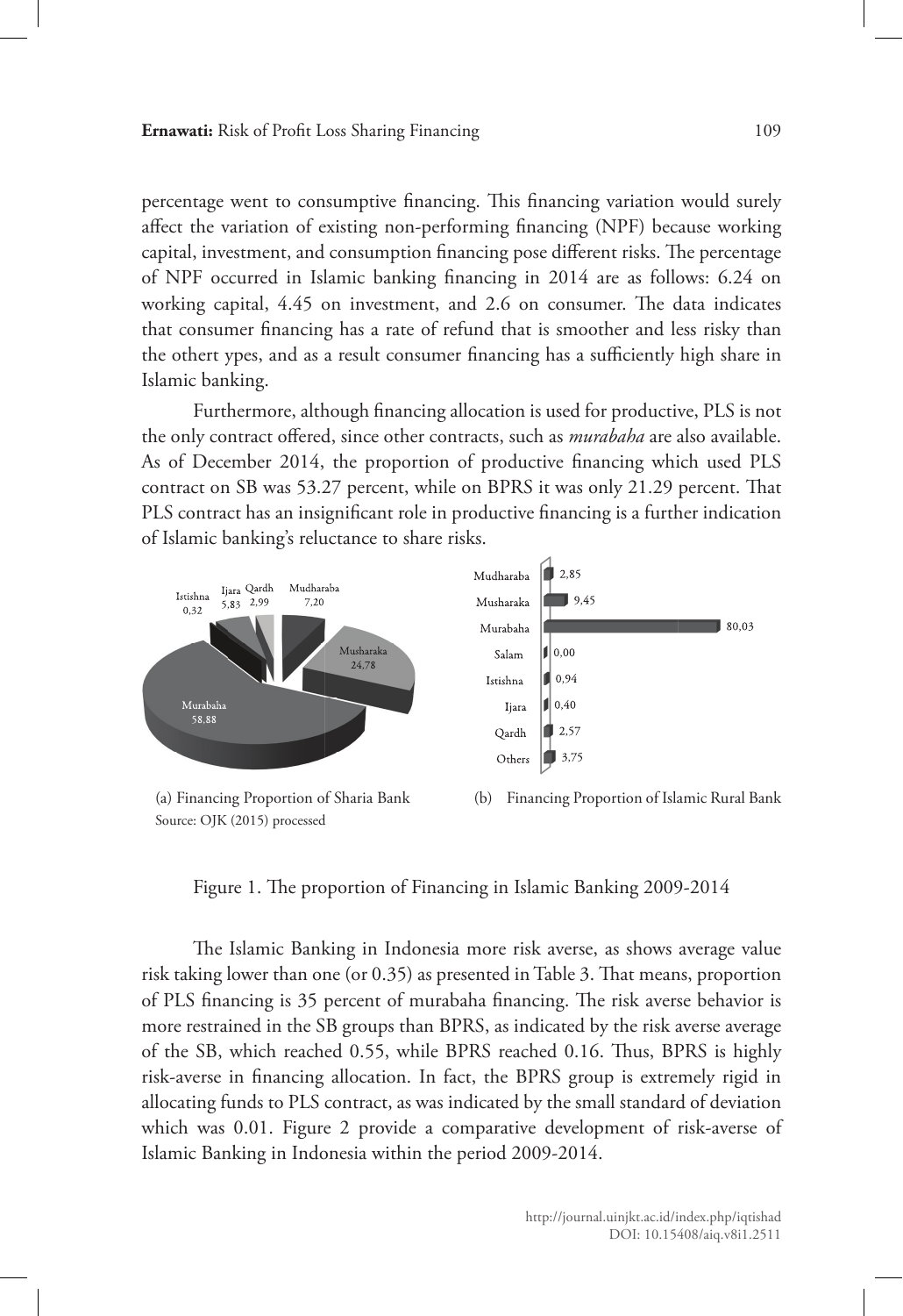percentage went to consumptive financing. This financing variation would surely affect the variation of existing non-performing financing (NPF) because working capital, investment, and consumption financing pose different risks. The percentage of NPF occurred in Islamic banking financing in 2014 are as follows: 6.24 on working capital, 4.45 on investment, and 2.6 on consumer. The data indicates that consumer financing has a rate of refund that is smoother and less risky than the othert ypes, and as a result consumer financing has a sufficiently high share in Islamic banking.

Furthermore, although financing allocation is used for productive, PLS is not the only contract offered, since other contracts, such as *murabaha* are also available. As of December 2014, the proportion of productive financing which used PLS contract on SB was 53.27 percent, while on BPRS it was only 21.29 percent. That PLS contract has an insignificant role in productive financing is a further indication of Islamic banking's reluctance to share risks.

(a) Financing Proportion of Sharia Bank

| Contract | Proportion |
|---|---|
| Mudharaba | 7,20 |
| Musharaka | 24,78 |
| Murabaha | 58,88 |
| Istishna | 0,32 |
| Ijara | 5,83 |
| Qardh | 2,99 |

(b) Financing Proportion of Islamic Rural Bank

| Contract | Proportion |
|---|---|
| Mudharaba | 2,85 |
| Musharaka | 9,45 |
| Murabaha | 80,03 |
| Salam | 0,00 |
| Istishna | 0,94 |
| Ijara | 0,40 |
| Qardh | 2,57 |
| Others | 3,75 |

Source: OJK (2015) processed

Figure 1. The proportion of Financing in Islamic Banking 2009-2014

The Islamic Banking in Indonesia more risk averse, as shows average value risk taking lower than one (or 0.35) as presented in Table 3. That means, proportion of PLS financing is 35 percent of murabaha financing. The risk averse behavior is more restrained in the SB groups than BPRS, as indicated by the risk averse average of the SB, which reached 0.55, while BPRS reached 0.16. Thus, BPRS is highly risk-averse in financing allocation. In fact, the BPRS group is extremely rigid in allocating funds to PLS contract, as was indicated by the small standard of deviation which was 0.01. Figure 2 provide a comparative development of risk-averse of Islamic Banking in Indonesia within the period 2009-2014.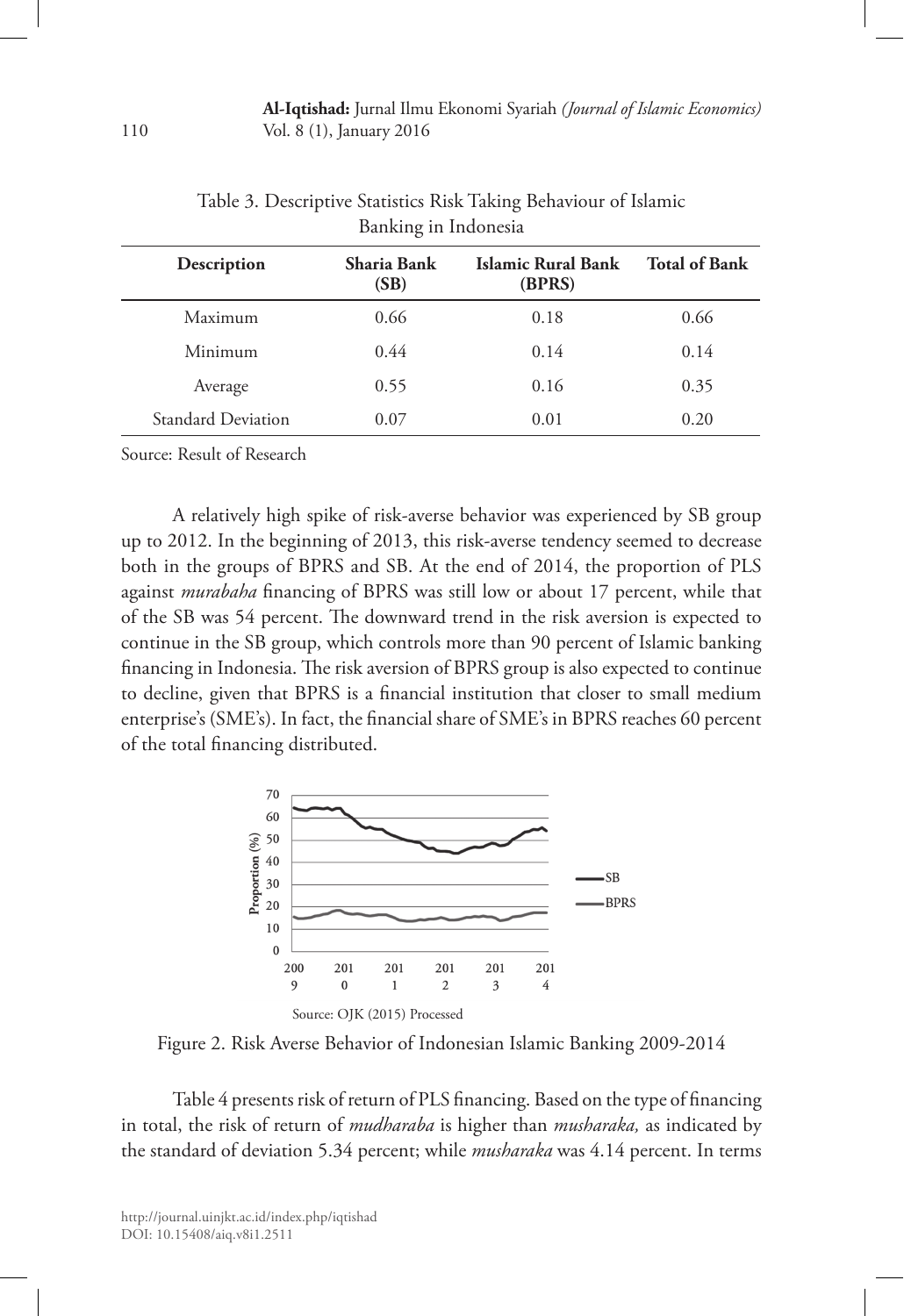Table 3. Descriptive Statistics Risk Taking Behaviour of Islamic Banking in Indonesia

| Description | Sharia Bank (SB) | Islamic Rural Bank (BPRS) | Total of Bank |
|---|---|---|---|
| Maximum | 0.66 | 0.18 | 0.66 |
| Minimum | 0.44 | 0.14 | 0.14 |
| Average | 0.55 | 0.16 | 0.35 |
| Standard Deviation | 0.07 | 0.01 | 0.20 |

Source: Result of Research

A relatively high spike of risk-averse behavior was experienced by SB group up to 2012. In the beginning of 2013, this risk-averse tendency seemed to decrease both in the groups of BPRS and SB. At the end of 2014, the proportion of PLS against *murabaha* financing of BPRS was still low or about 17 percent, while that of the SB was 54 percent. The downward trend in the risk aversion is expected to continue in the SB group, which controls more than 90 percent of Islamic banking financing in Indonesia. The risk aversion of BPRS group is also expected to continue to decline, given that BPRS is a financial institution that closer to small medium enterprise's (SME's). In fact, the financial share of SME's in BPRS reaches 60 percent of the total financing distributed.

Source: OJK (2015) Processed

Figure 2. Risk Averse Behavior of Indonesian Islamic Banking 2009-2014

Table 4 presents risk of return of PLS financing. Based on the type of financing in total, the risk of return of *mudharaba* is higher than *musharaka,* as indicated by the standard of deviation 5.34 percent; while *musharaka* was 4.14 percent. In terms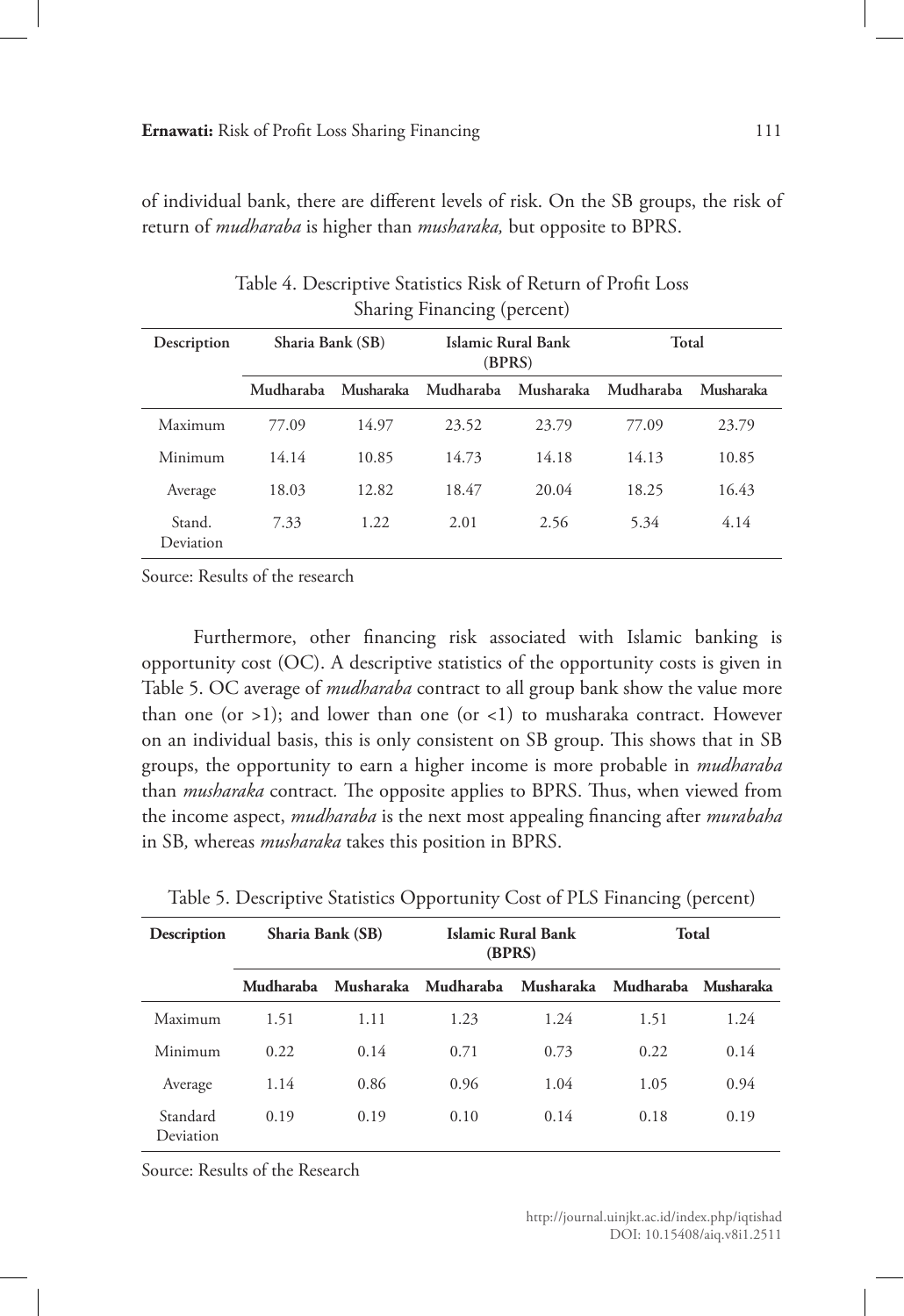of individual bank, there are different levels of risk. On the SB groups, the risk of return of *mudharaba* is higher than *musharaka,* but opposite to BPRS.

Table 4. Descriptive Statistics Risk of Return of Profit Loss Sharing Financing (percent)

| Description | Sharia Bank (SB) | | Islamic Rural Bank (BPRS) | | Total | |
|---|---|---|---|---|---|---|
| | Mudharaba | Musharaka | Mudharaba | Musharaka | Mudharaba | Musharaka |
| Maximum | 77.09 | 14.97 | 23.52 | 23.79 | 77.09 | 23.79 |
| Minimum | 14.14 | 10.85 | 14.73 | 14.18 | 14.13 | 10.85 |
| Average | 18.03 | 12.82 | 18.47 | 20.04 | 18.25 | 16.43 |
| Stand. Deviation | 7.33 | 1.22 | 2.01 | 2.56 | 5.34 | 4.14 |

Source: Results of the research

Furthermore, other financing risk associated with Islamic banking is opportunity cost (OC). A descriptive statistics of the opportunity costs is given in Table 5. OC average of *mudharaba* contract to all group bank show the value more than one (or >1); and lower than one (or <1) to musharaka contract. However on an individual basis, this is only consistent on SB group. This shows that in SB groups, the opportunity to earn a higher income is more probable in *mudharaba* than *musharaka* contract*.* The opposite applies to BPRS. Thus, when viewed from the income aspect, *mudharaba* is the next most appealing financing after *murabaha* in SB*,* whereas *musharaka* takes this position in BPRS.

Table 5. Descriptive Statistics Opportunity Cost of PLS Financing (percent)

| Description | Sharia Bank (SB) | | Islamic Rural Bank (BPRS) | | Total | |
|---|---|---|---|---|---|---|
| | Mudharaba | Musharaka | Mudharaba | Musharaka | Mudharaba | Musharaka |
| Maximum | 1.51 | 1.11 | 1.23 | 1.24 | 1.51 | 1.24 |
| Minimum | 0.22 | 0.14 | 0.71 | 0.73 | 0.22 | 0.14 |
| Average | 1.14 | 0.86 | 0.96 | 1.04 | 1.05 | 0.94 |
| Standard Deviation | 0.19 | 0.19 | 0.10 | 0.14 | 0.18 | 0.19 |

Source: Results of the Research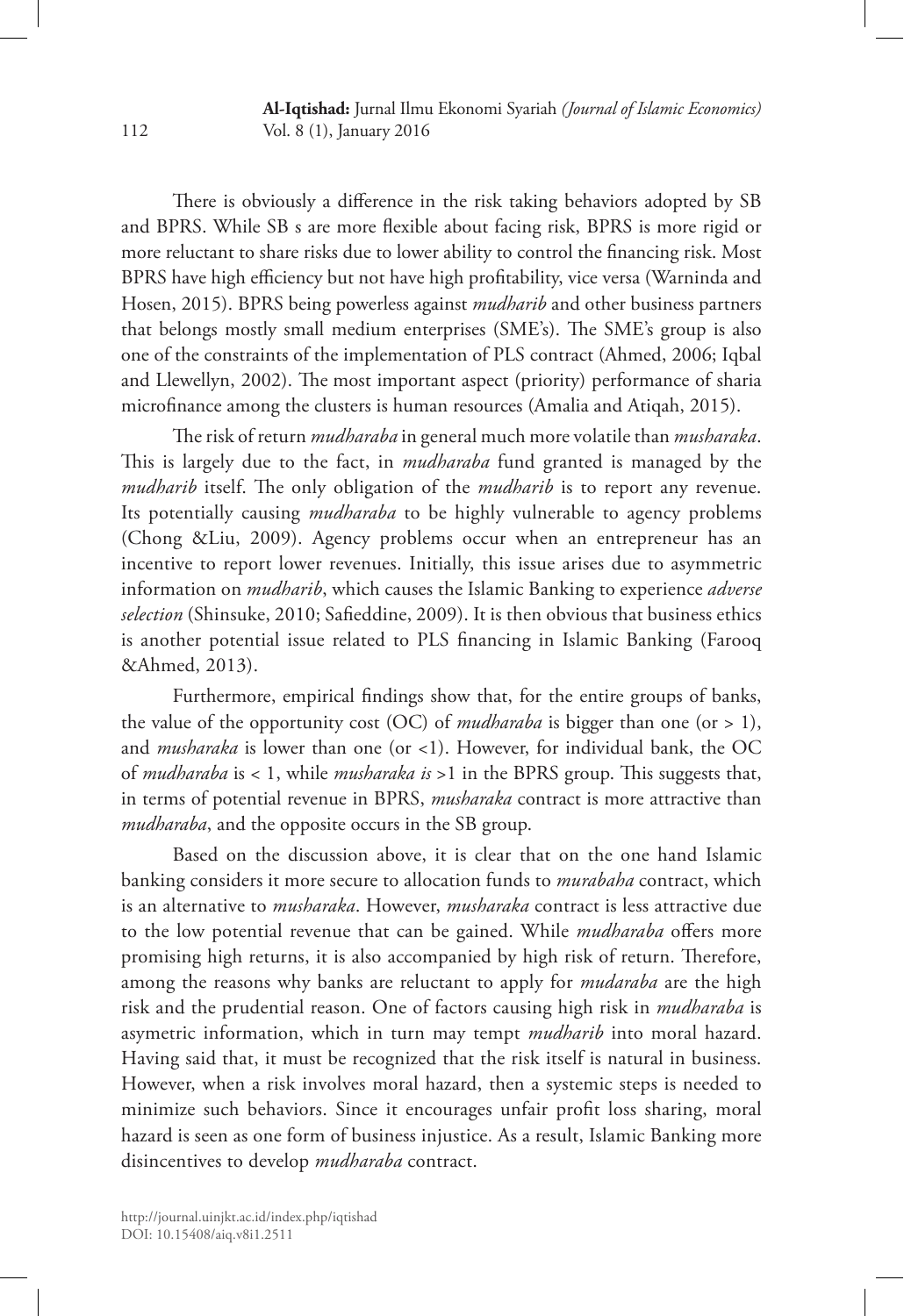There is obviously a difference in the risk taking behaviors adopted by SB and BPRS. While SB s are more flexible about facing risk, BPRS is more rigid or more reluctant to share risks due to lower ability to control the financing risk. Most BPRS have high efficiency but not have high profitability, vice versa (Warninda and Hosen, 2015). BPRS being powerless against *mudharib* and other business partners that belongs mostly small medium enterprises (SME's). The SME's group is also one of the constraints of the implementation of PLS contract (Ahmed, 2006; Iqbal and Llewellyn, 2002). The most important aspect (priority) performance of sharia microfinance among the clusters is human resources (Amalia and Atiqah, 2015).

The risk of return *mudharaba* in general much more volatile than *musharaka*. This is largely due to the fact, in *mudharaba* fund granted is managed by the *mudharib* itself. The only obligation of the *mudharib* is to report any revenue. Its potentially causing *mudharaba* to be highly vulnerable to agency problems (Chong &Liu, 2009). Agency problems occur when an entrepreneur has an incentive to report lower revenues. Initially, this issue arises due to asymmetric information on *mudharib*, which causes the Islamic Banking to experience *adverse selection* (Shinsuke, 2010; Safieddine, 2009). It is then obvious that business ethics is another potential issue related to PLS financing in Islamic Banking (Farooq &Ahmed, 2013).

Furthermore, empirical findings show that, for the entire groups of banks, the value of the opportunity cost (OC) of *mudharaba* is bigger than one (or > 1), and *musharaka* is lower than one (or <1). However, for individual bank, the OC of *mudharaba* is < 1, while *musharaka is* >1 in the BPRS group. This suggests that, in terms of potential revenue in BPRS, *musharaka* contract is more attractive than *mudharaba*, and the opposite occurs in the SB group.

Based on the discussion above, it is clear that on the one hand Islamic banking considers it more secure to allocation funds to *murabaha* contract, which is an alternative to *musharaka*. However, *musharaka* contract is less attractive due to the low potential revenue that can be gained. While *mudharaba* offers more promising high returns, it is also accompanied by high risk of return. Therefore, among the reasons why banks are reluctant to apply for *mudaraba* are the high risk and the prudential reason. One of factors causing high risk in *mudharaba* is asymetric information, which in turn may tempt *mudharib* into moral hazard. Having said that, it must be recognized that the risk itself is natural in business. However, when a risk involves moral hazard, then a systemic steps is needed to minimize such behaviors. Since it encourages unfair profit loss sharing, moral hazard is seen as one form of business injustice. As a result, Islamic Banking more disincentives to develop *mudharaba* contract.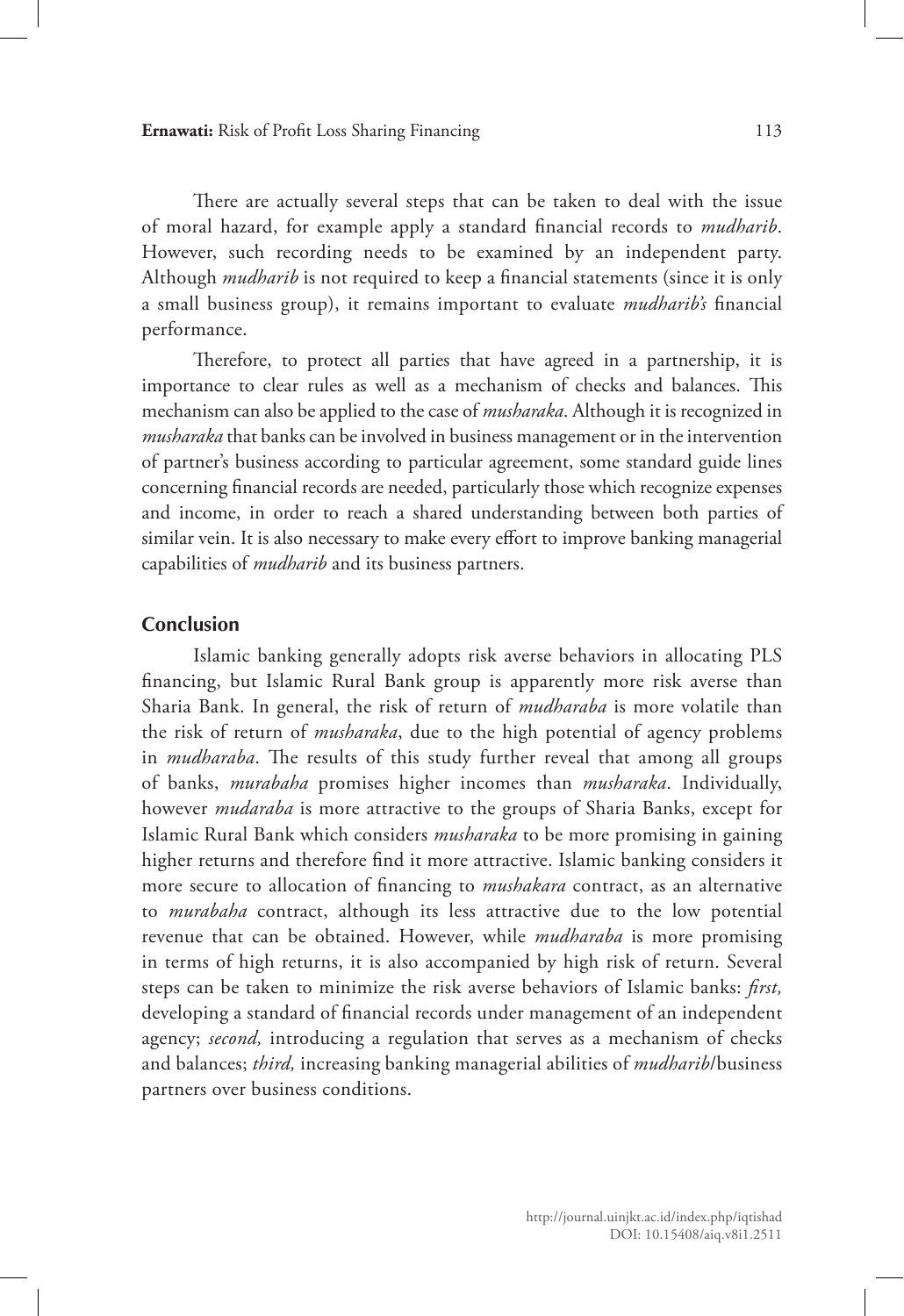There are actually several steps that can be taken to deal with the issue of moral hazard, for example apply a standard financial records to *mudharib*. However, such recording needs to be examined by an independent party. Although *mudharib* is not required to keep a financial statements (since it is only a small business group), it remains important to evaluate *mudharib's* financial performance.

Therefore, to protect all parties that have agreed in a partnership, it is importance to clear rules as well as a mechanism of checks and balances. This mechanism can also be applied to the case of *musharaka*. Although it is recognized in *musharaka* that banks can be involved in business management or in the intervention of partner's business according to particular agreement, some standard guide lines concerning financial records are needed, particularly those which recognize expenses and income, in order to reach a shared understanding between both parties of similar vein. It is also necessary to make every effort to improve banking managerial capabilities of *mudharib* and its business partners.

## Conclusion

Islamic banking generally adopts risk averse behaviors in allocating PLS financing, but Islamic Rural Bank group is apparently more risk averse than Sharia Bank. In general, the risk of return of *mudharaba* is more volatile than the risk of return of *musharaka*, due to the high potential of agency problems in *mudharaba*. The results of this study further reveal that among all groups of banks, *murabaha* promises higher incomes than *musharaka*. Individually, however *mudaraba* is more attractive to the groups of Sharia Banks, except for Islamic Rural Bank which considers *musharaka* to be more promising in gaining higher returns and therefore find it more attractive. Islamic banking considers it more secure to allocation of financing to *mushakara* contract, as an alternative to *murabaha* contract, although its less attractive due to the low potential revenue that can be obtained. However, while *mudharaba* is more promising in terms of high returns, it is also accompanied by high risk of return. Several steps can be taken to minimize the risk averse behaviors of Islamic banks: *first,* developing a standard of financial records under management of an independent agency; *second,* introducing a regulation that serves as a mechanism of checks and balances; *third,* increasing banking managerial abilities of *mudharib*/business partners over business conditions.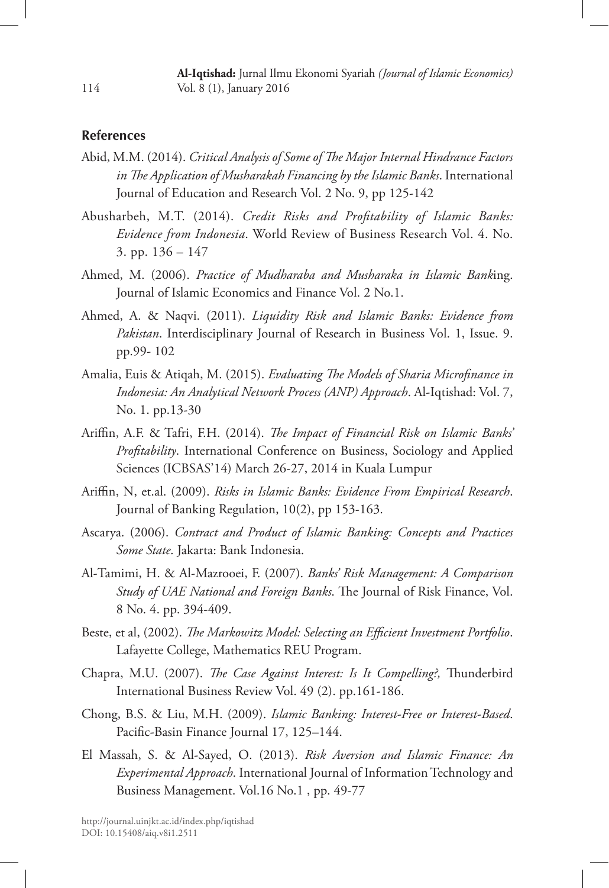## References

Abid, M.M. (2014). *Critical Analysis of Some of The Major Internal Hindrance Factors in The Application of Musharakah Financing by the Islamic Banks*. International Journal of Education and Research Vol. 2 No. 9, pp 125-142

Abusharbeh, M.T. (2014). *Credit Risks and Profitability of Islamic Banks: Evidence from Indonesia*. World Review of Business Research Vol. 4. No. 3. pp. 136 – 147

Ahmed, M. (2006). *Practice of Mudharaba and Musharaka in Islamic Bank*ing. Journal of Islamic Economics and Finance Vol. 2 No.1.

Ahmed, A. & Naqvi. (2011). *Liquidity Risk and Islamic Banks: Evidence from Pakistan*. Interdisciplinary Journal of Research in Business Vol. 1, Issue. 9. pp.99- 102

Amalia, Euis & Atiqah, M. (2015). *Evaluating The Models of Sharia Microfinance in Indonesia: An Analytical Network Process (ANP) Approach*. Al-Iqtishad: Vol. 7, No. 1. pp.13-30

Ariffin, A.F. & Tafri, F.H. (2014). *The Impact of Financial Risk on Islamic Banks' Profitability*. International Conference on Business, Sociology and Applied Sciences (ICBSAS'14) March 26-27, 2014 in Kuala Lumpur

Ariffin, N, et.al. (2009). *Risks in Islamic Banks: Evidence From Empirical Research*. Journal of Banking Regulation, 10(2), pp 153-163.

Ascarya. (2006). *Contract and Product of Islamic Banking: Concepts and Practices Some State*. Jakarta: Bank Indonesia.

Al-Tamimi, H. & Al-Mazrooei, F. (2007). *Banks' Risk Management: A Comparison Study of UAE National and Foreign Banks*. The Journal of Risk Finance, Vol. 8 No. 4. pp. 394-409.

Beste, et al, (2002). *The Markowitz Model: Selecting an Efficient Investment Portfolio*. Lafayette College, Mathematics REU Program.

Chapra, M.U. (2007). *The Case Against Interest: Is It Compelling?,* Thunderbird International Business Review Vol. 49 (2). pp.161-186.

Chong, B.S. & Liu, M.H. (2009). *Islamic Banking: Interest-Free or Interest-Based*. Pacific-Basin Finance Journal 17, 125–144.

El Massah, S. & Al-Sayed, O. (2013). *Risk Aversion and Islamic Finance: An Experimental Approach*. International Journal of Information Technology and Business Management. Vol.16 No.1 , pp. 49-77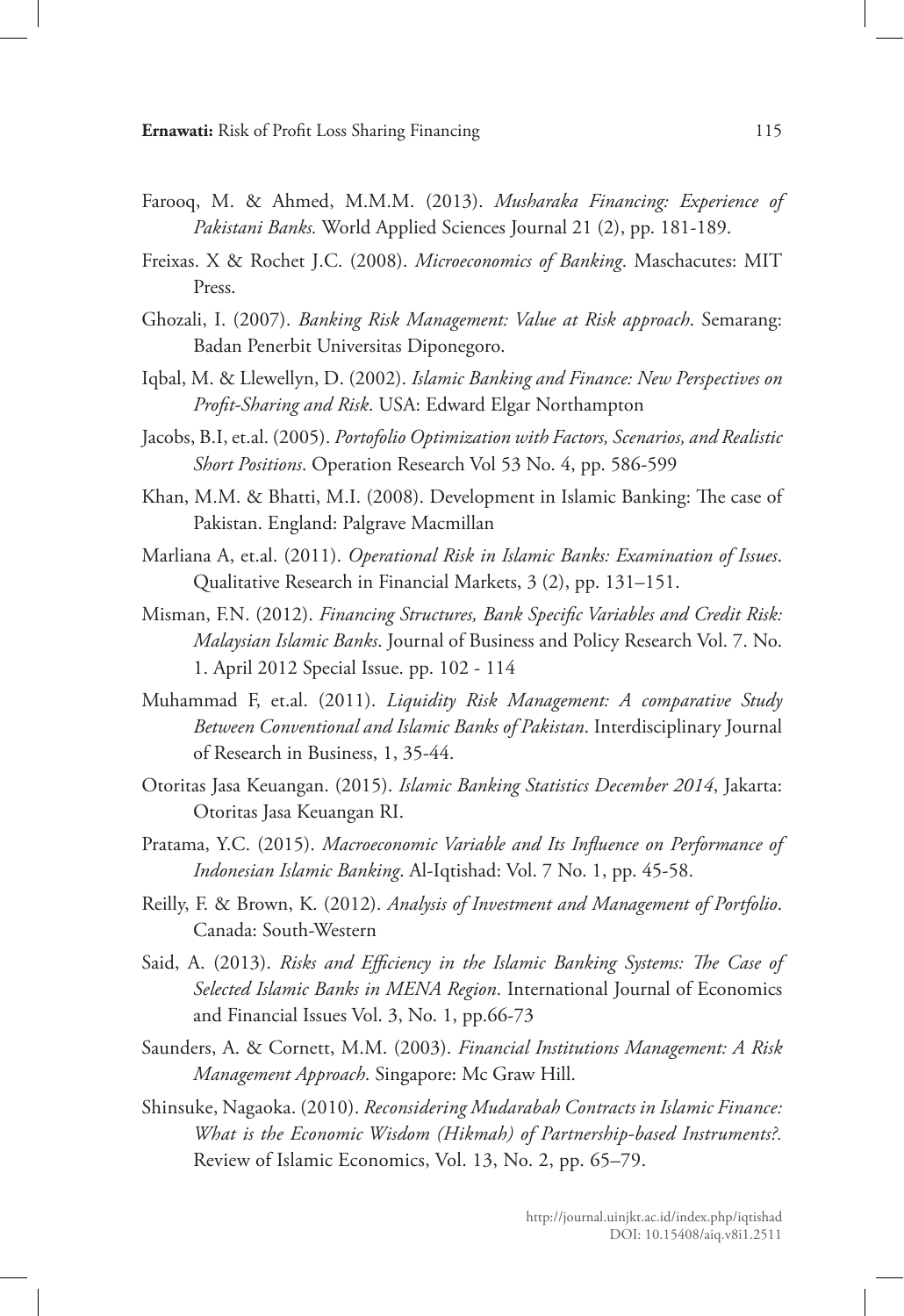Farooq, M. & Ahmed, M.M.M. (2013). *Musharaka Financing: Experience of Pakistani Banks.* World Applied Sciences Journal 21 (2), pp. 181-189.

Freixas. X & Rochet J.C. (2008). *Microeconomics of Banking*. Maschacutes: MIT Press.

Ghozali, I. (2007). *Banking Risk Management: Value at Risk approach*. Semarang: Badan Penerbit Universitas Diponegoro.

Iqbal, M. & Llewellyn, D. (2002). *Islamic Banking and Finance: New Perspectives on Profit-Sharing and Risk*. USA: Edward Elgar Northampton

Jacobs, B.I, et.al. (2005). *Portofolio Optimization with Factors, Scenarios, and Realistic Short Positions*. Operation Research Vol 53 No. 4, pp. 586-599

Khan, M.M. & Bhatti, M.I. (2008). Development in Islamic Banking: The case of Pakistan. England: Palgrave Macmillan

Marliana A, et.al. (2011). *Operational Risk in Islamic Banks: Examination of Issues*. Qualitative Research in Financial Markets, 3 (2), pp. 131–151.

Misman, F.N. (2012). *Financing Structures, Bank Specific Variables and Credit Risk: Malaysian Islamic Banks*. Journal of Business and Policy Research Vol. 7. No. 1. April 2012 Special Issue. pp. 102 - 114

Muhammad F, et.al. (2011). *Liquidity Risk Management: A comparative Study Between Conventional and Islamic Banks of Pakistan*. Interdisciplinary Journal of Research in Business, 1, 35-44.

Otoritas Jasa Keuangan. (2015). *Islamic Banking Statistics December 2014*, Jakarta: Otoritas Jasa Keuangan RI.

Pratama, Y.C. (2015). *Macroeconomic Variable and Its Influence on Performance of Indonesian Islamic Banking*. Al-Iqtishad: Vol. 7 No. 1, pp. 45-58.

Reilly, F. & Brown, K. (2012). *Analysis of Investment and Management of Portfolio*. Canada: South-Western

Said, A. (2013). *Risks and Efficiency in the Islamic Banking Systems: The Case of Selected Islamic Banks in MENA Region*. International Journal of Economics and Financial Issues Vol. 3, No. 1, pp.66-73

Saunders, A. & Cornett, M.M. (2003). *Financial Institutions Management: A Risk Management Approach*. Singapore: Mc Graw Hill.

Shinsuke, Nagaoka. (2010). *Reconsidering Mudarabah Contracts in Islamic Finance: What is the Economic Wisdom (Hikmah) of Partnership-based Instruments?.* Review of Islamic Economics, Vol. 13, No. 2, pp. 65–79.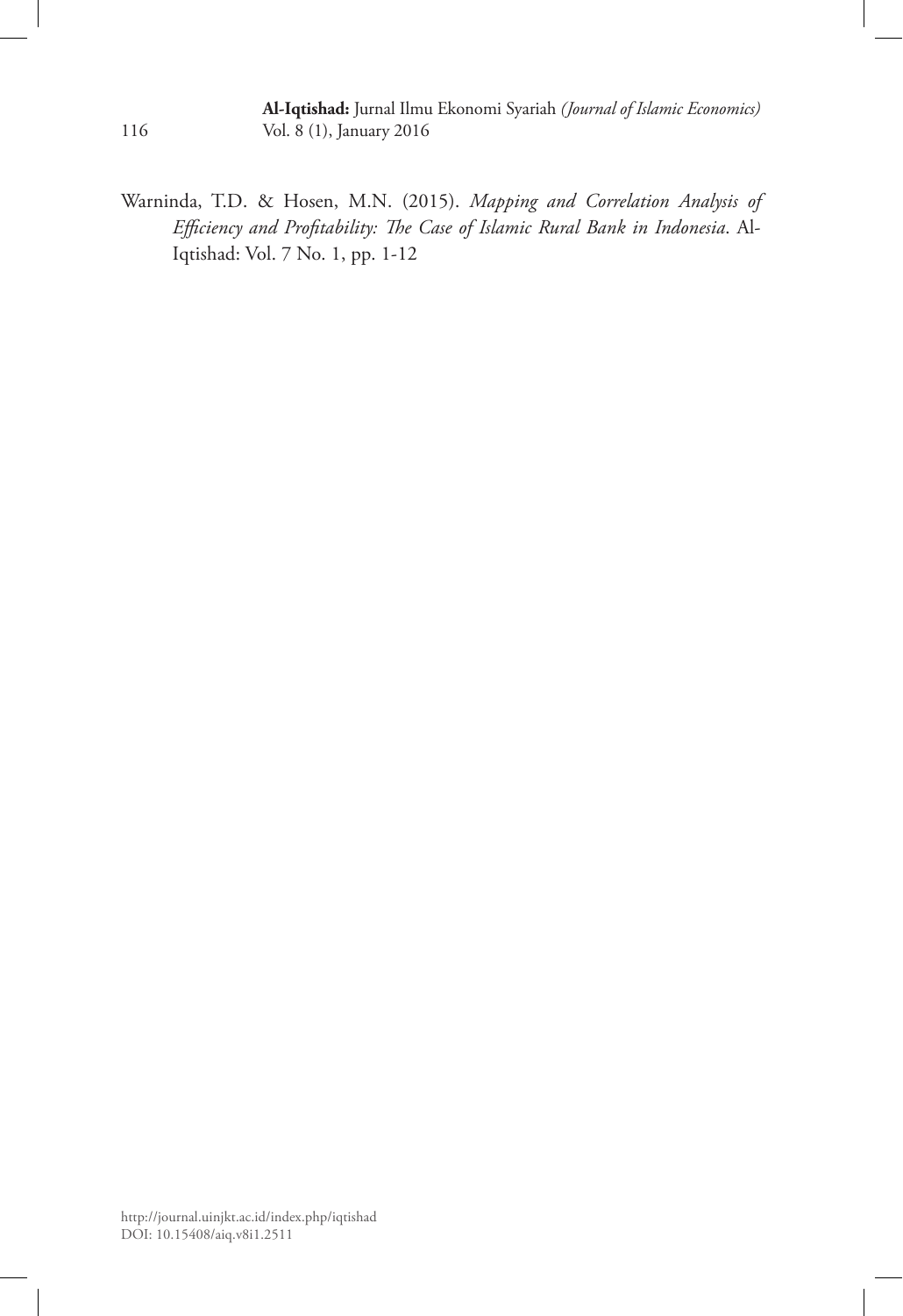Warninda, T.D. & Hosen, M.N. (2015). *Mapping and Correlation Analysis of Efficiency and Profitability: The Case of Islamic Rural Bank in Indonesia*. Al-Iqtishad: Vol. 7 No. 1, pp. 1-12